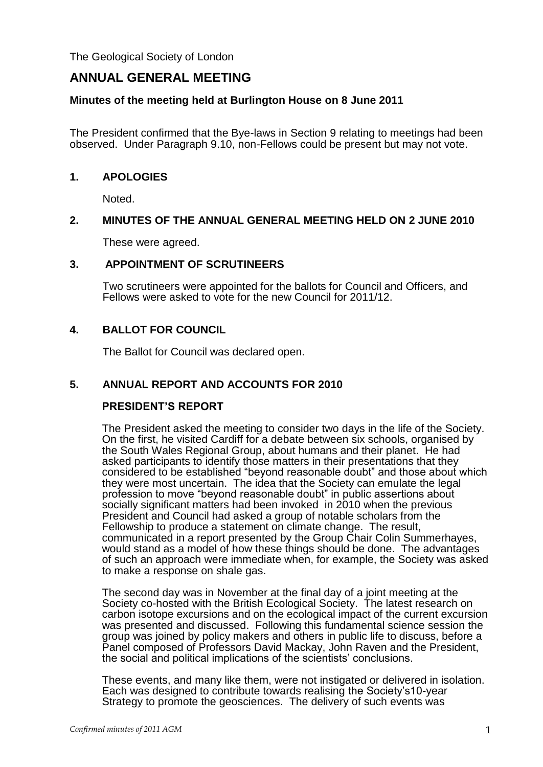The Geological Society of London

# ANNUAL GENERAL MEETING

**Minutes of the meeting held at Burlington House on 8 June 2011**

The President confirmed that the Bye-laws in Section 9 relating to meetings had been observed. Under Paragraph 9.10, non-Fellows could be present but may not vote.

## 1. APOLOGIES

Noted.

## 2. MINUTES OF THE ANNUAL GENERAL MEETING HELD ON 2 JUNE 2010

These were agreed.

## 3. APPOINTMENT OF SCRUTINEERS

Two scrutineers were appointed for the ballots for Council and Officers, and Fellows were asked to vote for the new Council for 2011/12.

## 4. BALLOT FOR COUNCIL

The Ballot for Council was declared open.

## 5. ANNUAL REPORT AND ACCOUNTS FOR 2010

### PRESIDENT'S REPORT

The President asked the meeting to consider two days in the life of the Society. On the first, he visited Cardiff for a debate between six schools, organised by the South Wales Regional Group, about humans and their planet. He had asked participants to identify those matters in their presentations that they considered to be established "beyond reasonable doubt" and those about which they were most uncertain. The idea that the Society can emulate the legal profession to move "beyond reasonable doubt" in public assertions about socially significant matters had been invoked in 2010 when the previous President and Council had asked a group of notable scholars from the Fellowship to produce a statement on climate change. The result, communicated in a report presented by the Group Chair Colin Summerhayes, would stand as a model of how these things should be done. The advantages of such an approach were immediate when, for example, the Society was asked to make a response on shale gas.

The second day was in November at the final day of a joint meeting at the Society co-hosted with the British Ecological Society. The latest research on carbon isotope excursions and on the ecological impact of the current excursion was presented and discussed. Following this fundamental science session the group was joined by policy makers and others in public life to discuss, before a Panel composed of Professors David Mackay, John Raven and the President, the social and political implications of the scientists' conclusions.

These events, and many like them, were not instigated or delivered in isolation. Each was designed to contribute towards realising the Society's10-year Strategy to promote the geosciences. The delivery of such events was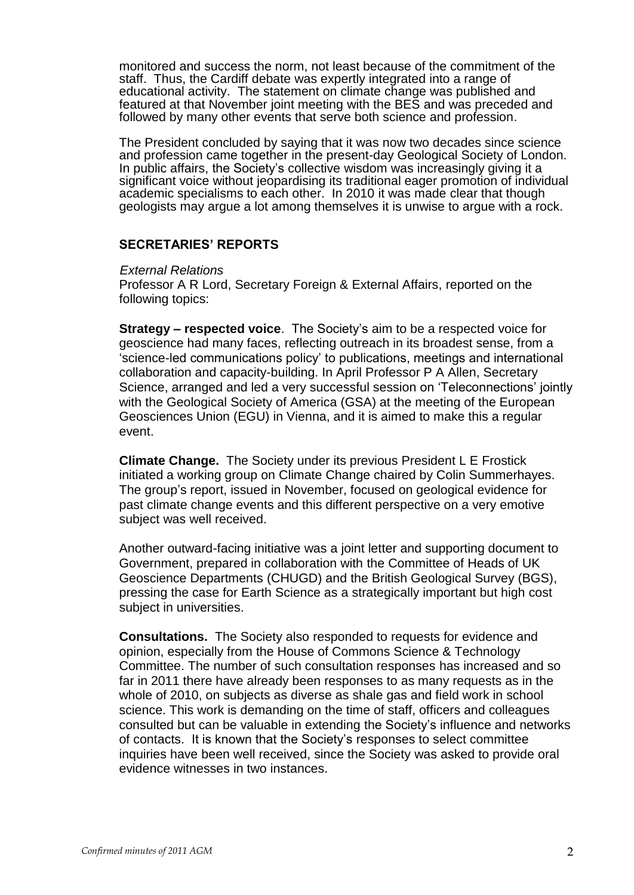monitored and success the norm, not least because of the commitment of the staff. Thus, the Cardiff debate was expertly integrated into a range of educational activity. The statement on climate change was published and featured at that November joint meeting with the BES and was preceded and followed by many other events that serve both science and profession.

The President concluded by saying that it was now two decades since science and profession came together in the present-day Geological Society of London. In public affairs, the Society's collective wisdom was increasingly giving it a significant voice without jeopardising its traditional eager promotion of individual academic specialisms to each other. In 2010 it was made clear that though geologists may argue a lot among themselves it is unwise to argue with a rock.

## SECRETARIES' REPORTS

*External Relations*

Professor A R Lord, Secretary Foreign & External Affairs, reported on the following topics:

**Strategy – respected voice**. The Society's aim to be a respected voice for geoscience had many faces, reflecting outreach in its broadest sense, from a 'science-led communications policy' to publications, meetings and international collaboration and capacity-building. In April Professor P A Allen, Secretary Science, arranged and led a very successful session on 'Teleconnections' jointly with the Geological Society of America (GSA) at the meeting of the European Geosciences Union (EGU) in Vienna, and it is aimed to make this a regular event.

**Climate Change.** The Society under its previous President L E Frostick initiated a working group on Climate Change chaired by Colin Summerhayes. The group's report, issued in November, focused on geological evidence for past climate change events and this different perspective on a very emotive subject was well received.

Another outward-facing initiative was a joint letter and supporting document to Government, prepared in collaboration with the Committee of Heads of UK Geoscience Departments (CHUGD) and the British Geological Survey (BGS), pressing the case for Earth Science as a strategically important but high cost subject in universities.

**Consultations.** The Society also responded to requests for evidence and opinion, especially from the House of Commons Science & Technology Committee. The number of such consultation responses has increased and so far in 2011 there have already been responses to as many requests as in the whole of 2010, on subjects as diverse as shale gas and field work in school science. This work is demanding on the time of staff, officers and colleagues consulted but can be valuable in extending the Society's influence and networks of contacts. It is known that the Society's responses to select committee inquiries have been well received, since the Society was asked to provide oral evidence witnesses in two instances.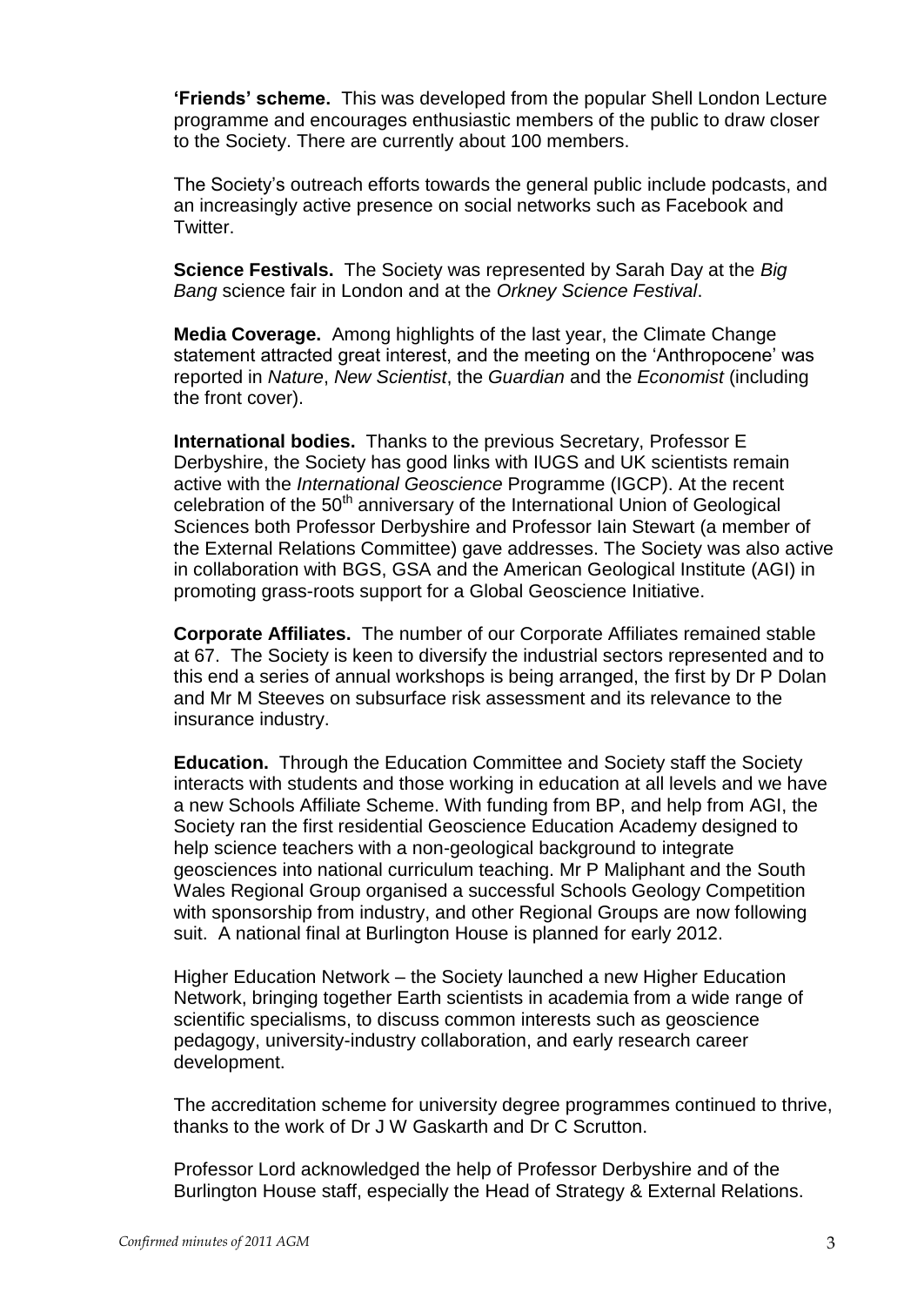**'Friends' scheme.** This was developed from the popular Shell London Lecture programme and encourages enthusiastic members of the public to draw closer to the Society. There are currently about 100 members.

The Society's outreach efforts towards the general public include podcasts, and an increasingly active presence on social networks such as Facebook and Twitter.

**Science Festivals.** The Society was represented by Sarah Day at the *Big Bang* science fair in London and at the *Orkney Science Festival*.

**Media Coverage.** Among highlights of the last year, the Climate Change statement attracted great interest, and the meeting on the 'Anthropocene' was reported in *Nature*, *New Scientist*, the *Guardian* and the *Economist* (including the front cover).

**International bodies.** Thanks to the previous Secretary, Professor E Derbyshire, the Society has good links with IUGS and UK scientists remain active with the *International Geoscience* Programme (IGCP). At the recent celebration of the 50th anniversary of the International Union of Geological Sciences both Professor Derbyshire and Professor Iain Stewart (a member of the External Relations Committee) gave addresses. The Society was also active in collaboration with BGS, GSA and the American Geological Institute (AGI) in promoting grass-roots support for a Global Geoscience Initiative.

**Corporate Affiliates.** The number of our Corporate Affiliates remained stable at 67. The Society is keen to diversify the industrial sectors represented and to this end a series of annual workshops is being arranged, the first by Dr P Dolan and Mr M Steeves on subsurface risk assessment and its relevance to the insurance industry.

**Education.** Through the Education Committee and Society staff the Society interacts with students and those working in education at all levels and we have a new Schools Affiliate Scheme. With funding from BP, and help from AGI, the Society ran the first residential Geoscience Education Academy designed to help science teachers with a non-geological background to integrate geosciences into national curriculum teaching. Mr P Maliphant and the South Wales Regional Group organised a successful Schools Geology Competition with sponsorship from industry, and other Regional Groups are now following suit. A national final at Burlington House is planned for early 2012.

Higher Education Network – the Society launched a new Higher Education Network, bringing together Earth scientists in academia from a wide range of scientific specialisms, to discuss common interests such as geoscience pedagogy, university-industry collaboration, and early research career development.

The accreditation scheme for university degree programmes continued to thrive, thanks to the work of Dr J W Gaskarth and Dr C Scrutton.

Professor Lord acknowledged the help of Professor Derbyshire and of the Burlington House staff, especially the Head of Strategy & External Relations.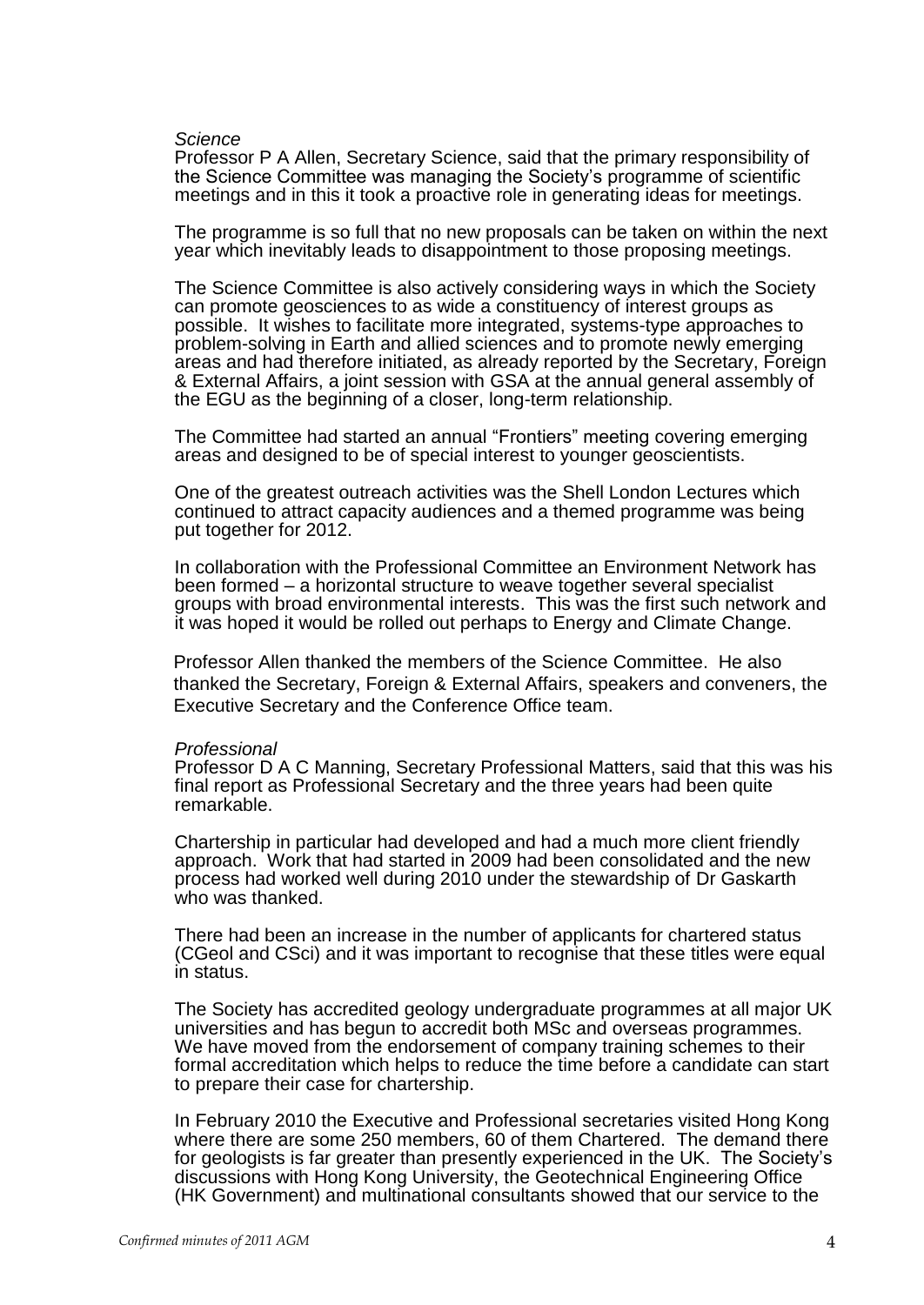*Science*

Professor P A Allen, Secretary Science, said that the primary responsibility of the Science Committee was managing the Society's programme of scientific meetings and in this it took a proactive role in generating ideas for meetings.

The programme is so full that no new proposals can be taken on within the next year which inevitably leads to disappointment to those proposing meetings.

The Science Committee is also actively considering ways in which the Society can promote geosciences to as wide a constituency of interest groups as possible. It wishes to facilitate more integrated, systems-type approaches to problem-solving in Earth and allied sciences and to promote newly emerging areas and had therefore initiated, as already reported by the Secretary, Foreign & External Affairs, a joint session with GSA at the annual general assembly of the EGU as the beginning of a closer, long-term relationship.

The Committee had started an annual "Frontiers" meeting covering emerging areas and designed to be of special interest to younger geoscientists.

One of the greatest outreach activities was the Shell London Lectures which continued to attract capacity audiences and a themed programme was being put together for 2012.

In collaboration with the Professional Committee an Environment Network has been formed – a horizontal structure to weave together several specialist groups with broad environmental interests. This was the first such network and it was hoped it would be rolled out perhaps to Energy and Climate Change.

Professor Allen thanked the members of the Science Committee. He also thanked the Secretary, Foreign & External Affairs, speakers and conveners, the Executive Secretary and the Conference Office team.

*Professional*

Professor D A C Manning, Secretary Professional Matters, said that this was his final report as Professional Secretary and the three years had been quite remarkable.

Chartership in particular had developed and had a much more client friendly approach. Work that had started in 2009 had been consolidated and the new process had worked well during 2010 under the stewardship of Dr Gaskarth who was thanked.

There had been an increase in the number of applicants for chartered status (CGeol and CSci) and it was important to recognise that these titles were equal in status.

The Society has accredited geology undergraduate programmes at all major UK universities and has begun to accredit both MSc and overseas programmes. We have moved from the endorsement of company training schemes to their formal accreditation which helps to reduce the time before a candidate can start to prepare their case for chartership.

In February 2010 the Executive and Professional secretaries visited Hong Kong where there are some 250 members, 60 of them Chartered. The demand there for geologists is far greater than presently experienced in the UK. The Society's discussions with Hong Kong University, the Geotechnical Engineering Office (HK Government) and multinational consultants showed that our service to the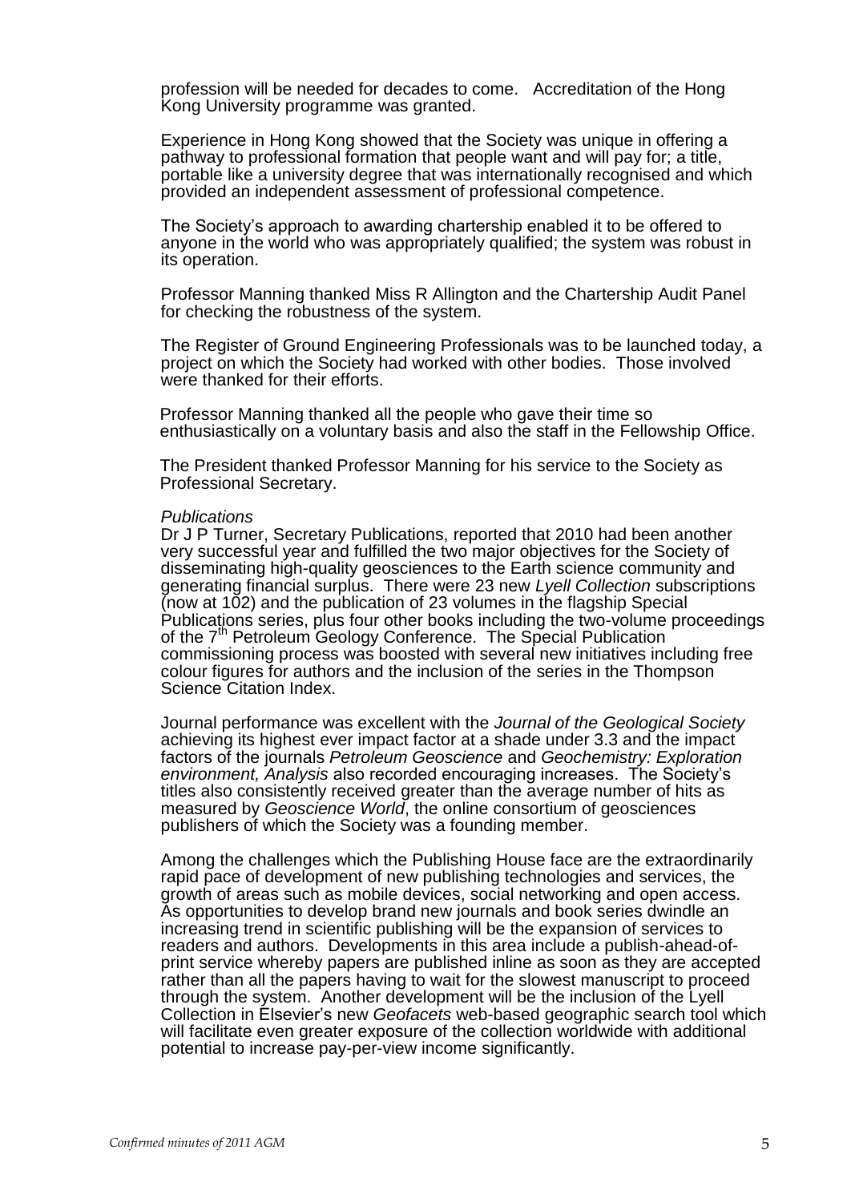profession will be needed for decades to come. Accreditation of the Hong Kong University programme was granted.

Experience in Hong Kong showed that the Society was unique in offering a pathway to professional formation that people want and will pay for; a title, portable like a university degree that was internationally recognised and which provided an independent assessment of professional competence.

The Society's approach to awarding chartership enabled it to be offered to anyone in the world who was appropriately qualified; the system was robust in its operation.

Professor Manning thanked Miss R Allington and the Chartership Audit Panel for checking the robustness of the system.

The Register of Ground Engineering Professionals was to be launched today, a project on which the Society had worked with other bodies. Those involved were thanked for their efforts.

Professor Manning thanked all the people who gave their time so enthusiastically on a voluntary basis and also the staff in the Fellowship Office.

The President thanked Professor Manning for his service to the Society as Professional Secretary.

*Publications*

Dr J P Turner, Secretary Publications, reported that 2010 had been another very successful year and fulfilled the two major objectives for the Society of disseminating high-quality geosciences to the Earth science community and generating financial surplus. There were 23 new *Lyell Collection* subscriptions (now at 102) and the publication of 23 volumes in the flagship Special Publications series, plus four other books including the two-volume proceedings of the 7th Petroleum Geology Conference. The Special Publication commissioning process was boosted with several new initiatives including free colour figures for authors and the inclusion of the series in the Thompson Science Citation Index.

Journal performance was excellent with the *Journal of the Geological Society* achieving its highest ever impact factor at a shade under 3.3 and the impact factors of the journals *Petroleum Geoscience* and *Geochemistry: Exploration environment, Analysis* also recorded encouraging increases. The Society's titles also consistently received greater than the average number of hits as measured by *Geoscience World*, the online consortium of geosciences publishers of which the Society was a founding member.

Among the challenges which the Publishing House face are the extraordinarily rapid pace of development of new publishing technologies and services, the growth of areas such as mobile devices, social networking and open access. As opportunities to develop brand new journals and book series dwindle an increasing trend in scientific publishing will be the expansion of services to readers and authors. Developments in this area include a publish-ahead-of-print service whereby papers are published inline as soon as they are accepted rather than all the papers having to wait for the slowest manuscript to proceed through the system. Another development will be the inclusion of the Lyell Collection in Elsevier's new *Geofacets* web-based geographic search tool which will facilitate even greater exposure of the collection worldwide with additional potential to increase pay-per-view income significantly.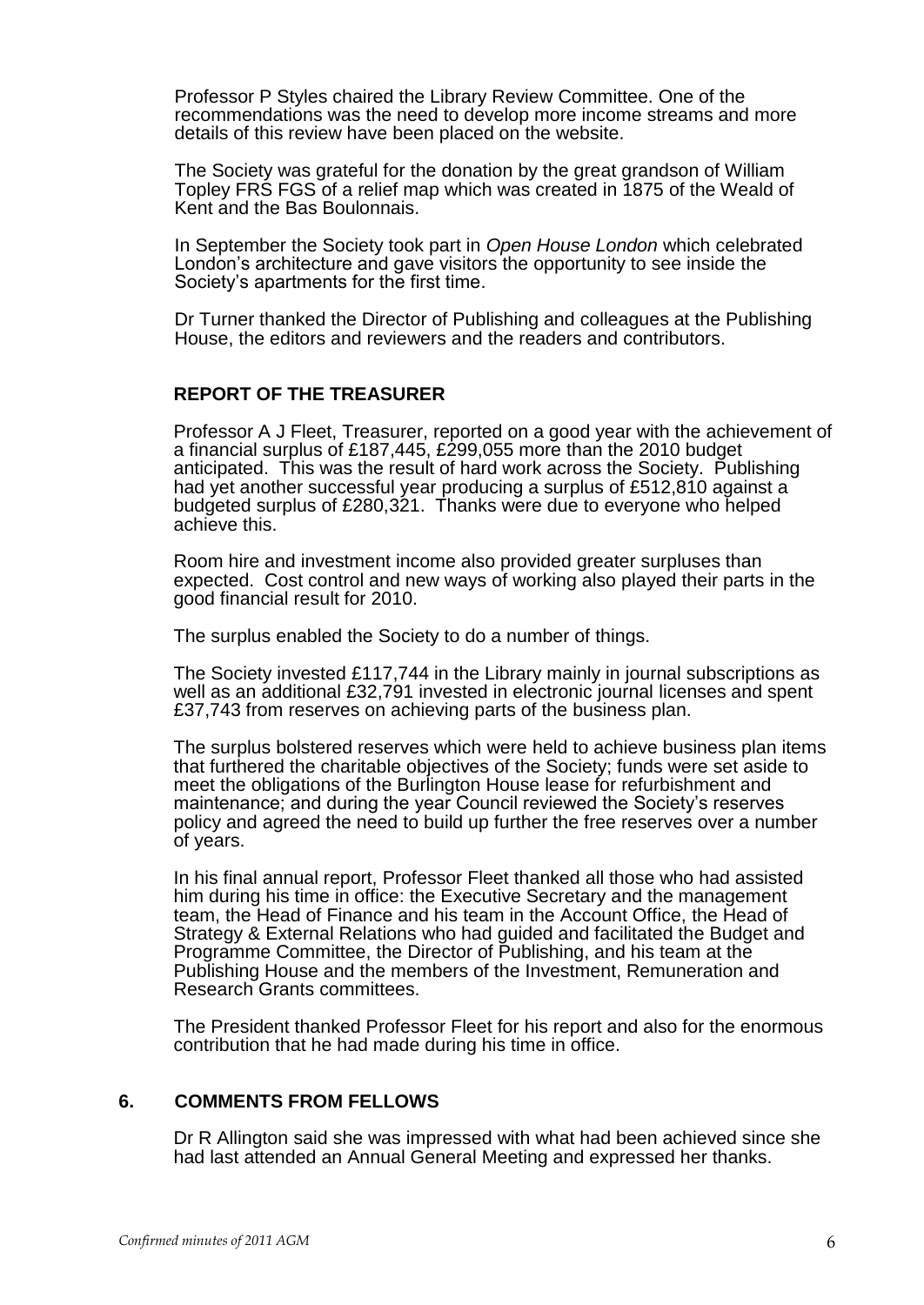Professor P Styles chaired the Library Review Committee. One of the recommendations was the need to develop more income streams and more details of this review have been placed on the website.

The Society was grateful for the donation by the great grandson of William Topley FRS FGS of a relief map which was created in 1875 of the Weald of Kent and the Bas Boulonnais.

In September the Society took part in *Open House London* which celebrated London's architecture and gave visitors the opportunity to see inside the Society's apartments for the first time.

Dr Turner thanked the Director of Publishing and colleagues at the Publishing House, the editors and reviewers and the readers and contributors.

**REPORT OF THE TREASURER**

Professor A J Fleet, Treasurer, reported on a good year with the achievement of a financial surplus of £187,445, £299,055 more than the 2010 budget anticipated. This was the result of hard work across the Society. Publishing had yet another successful year producing a surplus of £512,810 against a budgeted surplus of £280,321. Thanks were due to everyone who helped achieve this.

Room hire and investment income also provided greater surpluses than expected. Cost control and new ways of working also played their parts in the good financial result for 2010.

The surplus enabled the Society to do a number of things.

The Society invested £117,744 in the Library mainly in journal subscriptions as well as an additional £32,791 invested in electronic journal licenses and spent £37,743 from reserves on achieving parts of the business plan.

The surplus bolstered reserves which were held to achieve business plan items that furthered the charitable objectives of the Society; funds were set aside to meet the obligations of the Burlington House lease for refurbishment and maintenance; and during the year Council reviewed the Society's reserves policy and agreed the need to build up further the free reserves over a number of years.

In his final annual report, Professor Fleet thanked all those who had assisted him during his time in office: the Executive Secretary and the management team, the Head of Finance and his team in the Account Office, the Head of Strategy & External Relations who had guided and facilitated the Budget and Programme Committee, the Director of Publishing, and his team at the Publishing House and the members of the Investment, Remuneration and Research Grants committees.

The President thanked Professor Fleet for his report and also for the enormous contribution that he had made during his time in office.

## 6. COMMENTS FROM FELLOWS

Dr R Allington said she was impressed with what had been achieved since she had last attended an Annual General Meeting and expressed her thanks.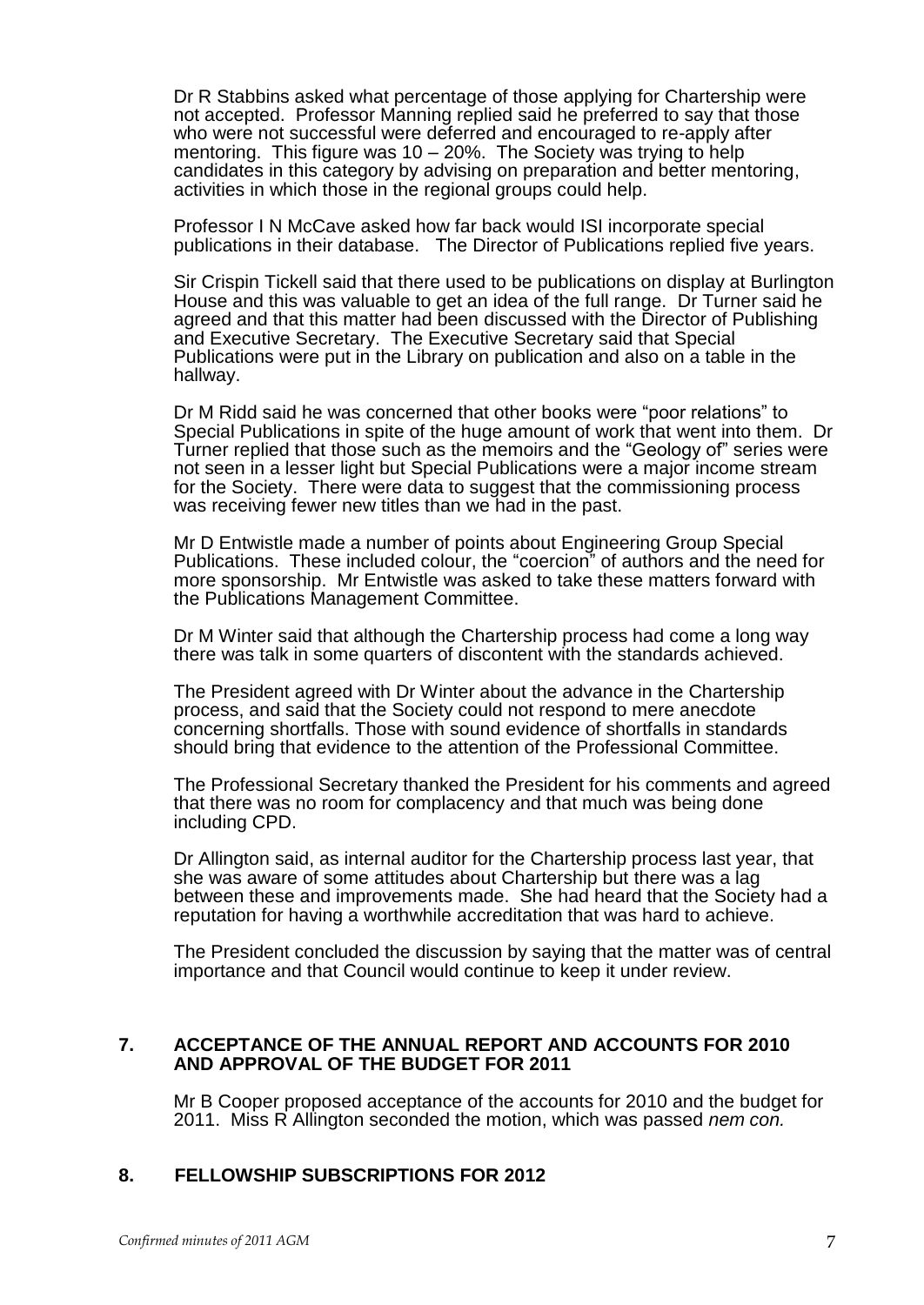Dr R Stabbins asked what percentage of those applying for Chartership were not accepted. Professor Manning replied said he preferred to say that those who were not successful were deferred and encouraged to re-apply after mentoring. This figure was 10 – 20%. The Society was trying to help candidates in this category by advising on preparation and better mentoring, activities in which those in the regional groups could help.

Professor I N McCave asked how far back would ISI incorporate special publications in their database. The Director of Publications replied five years.

Sir Crispin Tickell said that there used to be publications on display at Burlington House and this was valuable to get an idea of the full range. Dr Turner said he agreed and that this matter had been discussed with the Director of Publishing and Executive Secretary. The Executive Secretary said that Special Publications were put in the Library on publication and also on a table in the hallway.

Dr M Ridd said he was concerned that other books were "poor relations" to Special Publications in spite of the huge amount of work that went into them. Dr Turner replied that those such as the memoirs and the "Geology of" series were not seen in a lesser light but Special Publications were a major income stream for the Society. There were data to suggest that the commissioning process was receiving fewer new titles than we had in the past.

Mr D Entwistle made a number of points about Engineering Group Special Publications. These included colour, the "coercion" of authors and the need for more sponsorship. Mr Entwistle was asked to take these matters forward with the Publications Management Committee.

Dr M Winter said that although the Chartership process had come a long way there was talk in some quarters of discontent with the standards achieved.

The President agreed with Dr Winter about the advance in the Chartership process, and said that the Society could not respond to mere anecdote concerning shortfalls. Those with sound evidence of shortfalls in standards should bring that evidence to the attention of the Professional Committee.

The Professional Secretary thanked the President for his comments and agreed that there was no room for complacency and that much was being done including CPD.

Dr Allington said, as internal auditor for the Chartership process last year, that she was aware of some attitudes about Chartership but there was a lag between these and improvements made. She had heard that the Society had a reputation for having a worthwhile accreditation that was hard to achieve.

The President concluded the discussion by saying that the matter was of central importance and that Council would continue to keep it under review.

## 7. ACCEPTANCE OF THE ANNUAL REPORT AND ACCOUNTS FOR 2010 AND APPROVAL OF THE BUDGET FOR 2011

Mr B Cooper proposed acceptance of the accounts for 2010 and the budget for 2011. Miss R Allington seconded the motion, which was passed *nem con.*

## 8. FELLOWSHIP SUBSCRIPTIONS FOR 2012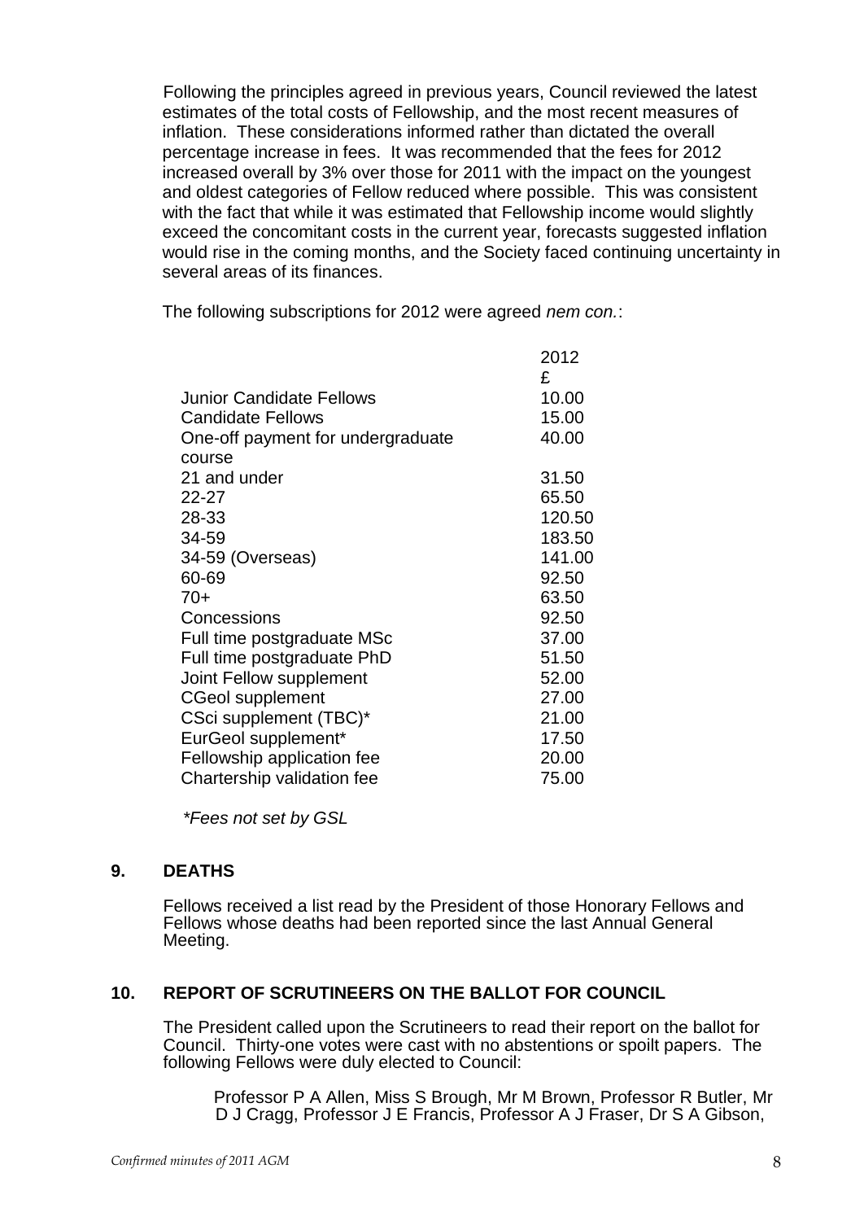Following the principles agreed in previous years, Council reviewed the latest estimates of the total costs of Fellowship, and the most recent measures of inflation. These considerations informed rather than dictated the overall percentage increase in fees. It was recommended that the fees for 2012 increased overall by 3% over those for 2011 with the impact on the youngest and oldest categories of Fellow reduced where possible. This was consistent with the fact that while it was estimated that Fellowship income would slightly exceed the concomitant costs in the current year, forecasts suggested inflation would rise in the coming months, and the Society faced continuing uncertainty in several areas of its finances.

The following subscriptions for 2012 were agreed *nem con.*:

| | 2012 £ |
|---|---|
| Junior Candidate Fellows | 10.00 |
| Candidate Fellows | 15.00 |
| One-off payment for undergraduate course | 40.00 |
| 21 and under | 31.50 |
| 22-27 | 65.50 |
| 28-33 | 120.50 |
| 34-59 | 183.50 |
| 34-59 (Overseas) | 141.00 |
| 60-69 | 92.50 |
| 70+ | 63.50 |
| Concessions | 92.50 |
| Full time postgraduate MSc | 37.00 |
| Full time postgraduate PhD | 51.50 |
| Joint Fellow supplement | 52.00 |
| CGeol supplement | 27.00 |
| CSci supplement (TBC)* | 21.00 |
| EurGeol supplement* | 17.50 |
| Fellowship application fee | 20.00 |
| Chartership validation fee | 75.00 |

*\*Fees not set by GSL*

## 9. DEATHS

Fellows received a list read by the President of those Honorary Fellows and Fellows whose deaths had been reported since the last Annual General Meeting.

## 10. REPORT OF SCRUTINEERS ON THE BALLOT FOR COUNCIL

The President called upon the Scrutineers to read their report on the ballot for Council. Thirty-one votes were cast with no abstentions or spoilt papers. The following Fellows were duly elected to Council:

Professor P A Allen, Miss S Brough, Mr M Brown, Professor R Butler, Mr D J Cragg, Professor J E Francis, Professor A J Fraser, Dr S A Gibson,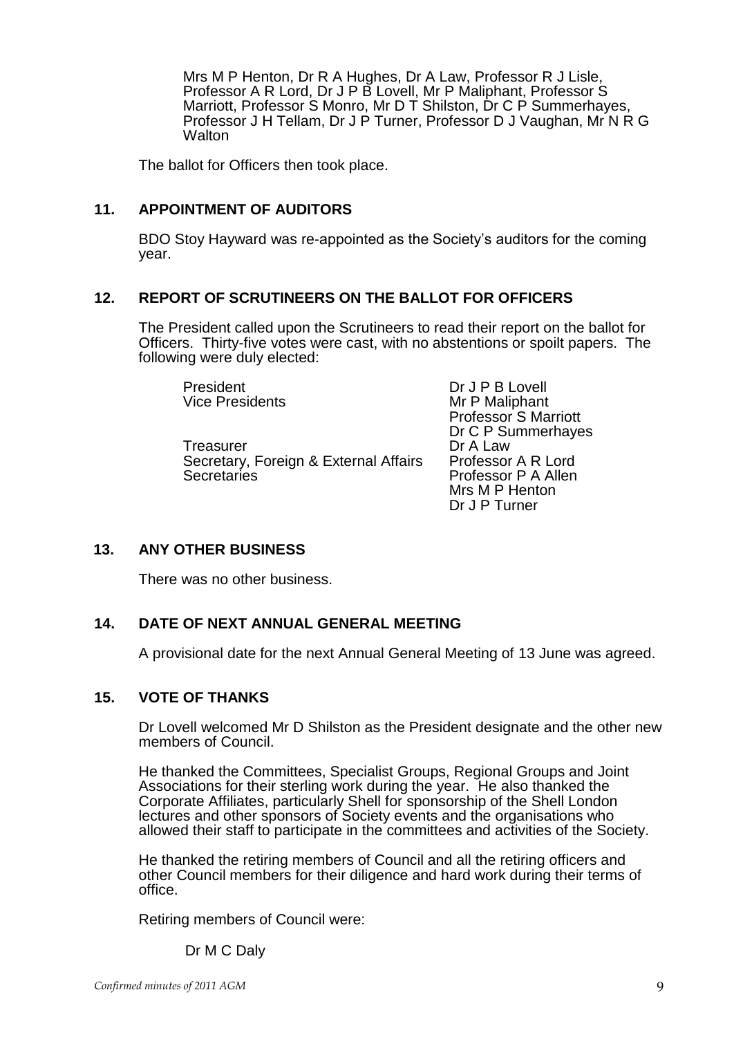Mrs M P Henton, Dr R A Hughes, Dr A Law, Professor R J Lisle, Professor A R Lord, Dr J P B Lovell, Mr P Maliphant, Professor S Marriott, Professor S Monro, Mr D T Shilston, Dr C P Summerhayes, Professor J H Tellam, Dr J P Turner, Professor D J Vaughan, Mr N R G Walton

The ballot for Officers then took place.

## 11. APPOINTMENT OF AUDITORS

BDO Stoy Hayward was re-appointed as the Society's auditors for the coming year.

## 12. REPORT OF SCRUTINEERS ON THE BALLOT FOR OFFICERS

The President called upon the Scrutineers to read their report on the ballot for Officers. Thirty-five votes were cast, with no abstentions or spoilt papers. The following were duly elected:

| | |
|---|---|
| President | Dr J P B Lovell |
| Vice Presidents | Mr P Maliphant |
| | Professor S Marriott |
| | Dr C P Summerhayes |
| Treasurer | Dr A Law |
| Secretary, Foreign & External Affairs | Professor A R Lord |
| Secretaries | Professor P A Allen |
| | Mrs M P Henton |
| | Dr J P Turner |

## 13. ANY OTHER BUSINESS

There was no other business.

## 14. DATE OF NEXT ANNUAL GENERAL MEETING

A provisional date for the next Annual General Meeting of 13 June was agreed.

## 15. VOTE OF THANKS

Dr Lovell welcomed Mr D Shilston as the President designate and the other new members of Council.

He thanked the Committees, Specialist Groups, Regional Groups and Joint Associations for their sterling work during the year. He also thanked the Corporate Affiliates, particularly Shell for sponsorship of the Shell London lectures and other sponsors of Society events and the organisations who allowed their staff to participate in the committees and activities of the Society.

He thanked the retiring members of Council and all the retiring officers and other Council members for their diligence and hard work during their terms of office.

Retiring members of Council were:

Dr M C Daly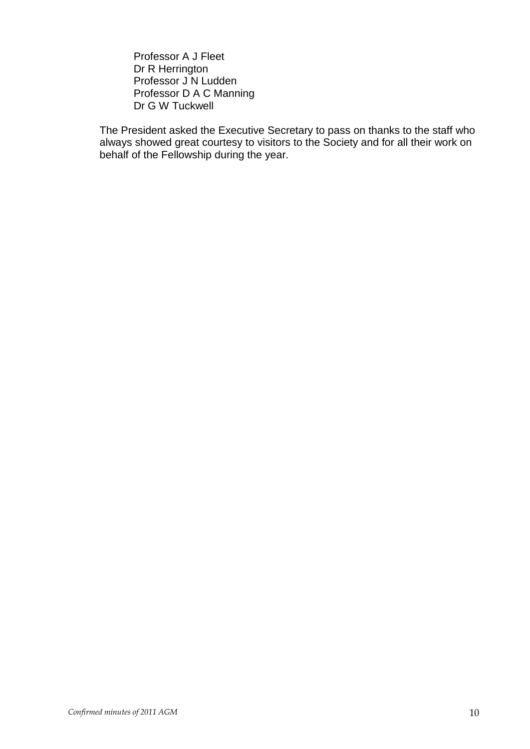Professor A J Fleet  
Dr R Herrington  
Professor J N Ludden  
Professor D A C Manning  
Dr G W Tuckwell

The President asked the Executive Secretary to pass on thanks to the staff who always showed great courtesy to visitors to the Society and for all their work on behalf of the Fellowship during the year.